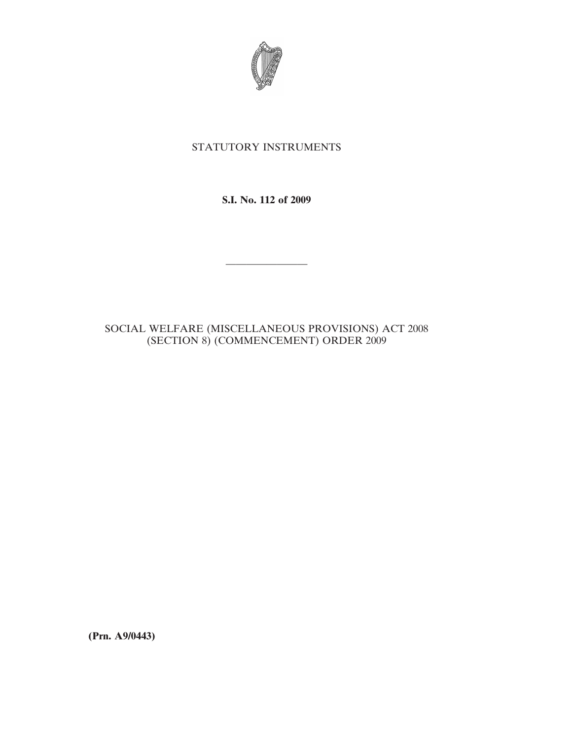STATUTORY INSTRUMENTS

**S.I. No. 112 of 2009**

---

SOCIAL WELFARE (MISCELLANEOUS PROVISIONS) ACT 2008 (SECTION 8) (COMMENCEMENT) ORDER 2009

**(Prn. A9/0443)**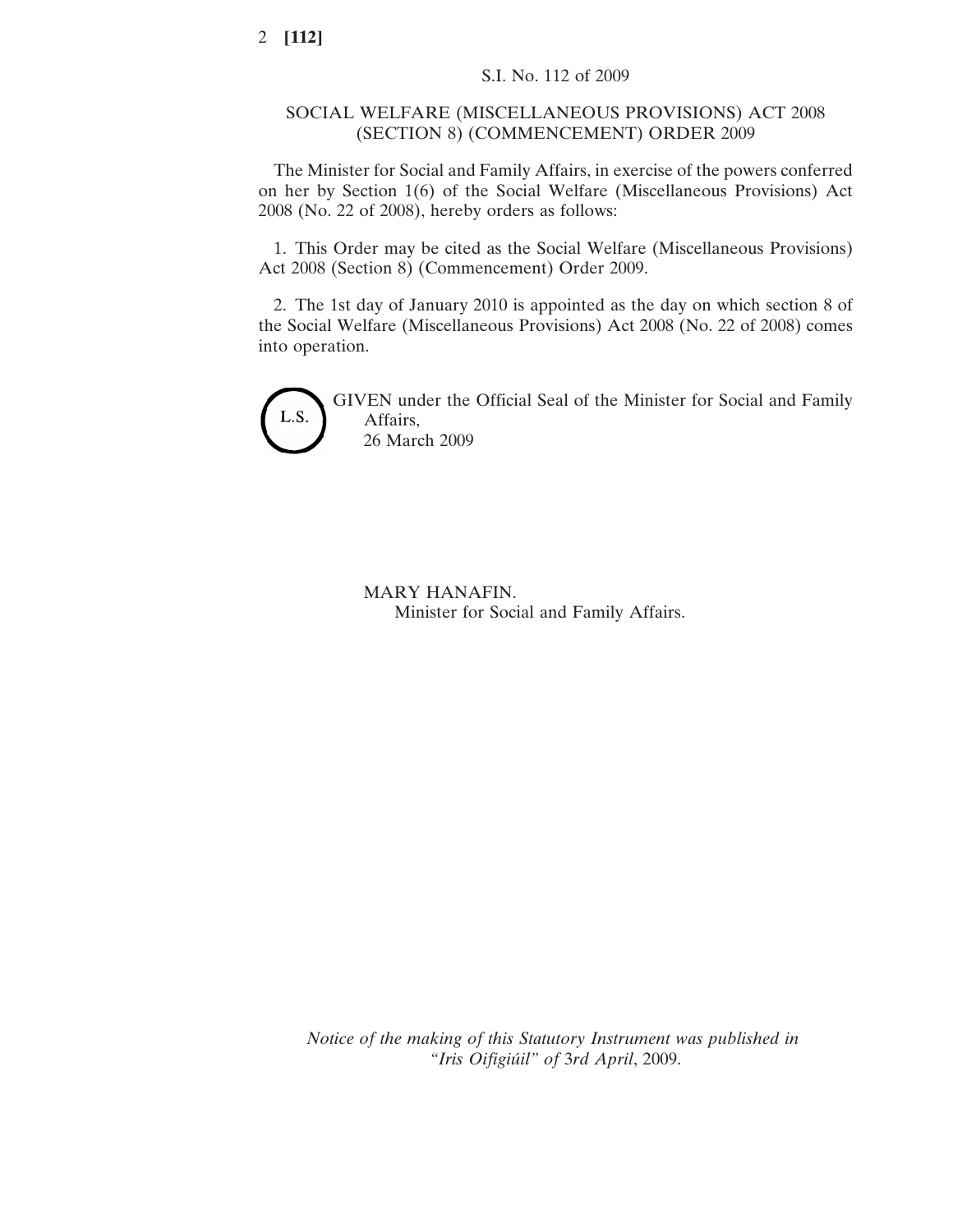S.I. No. 112 of 2009

## SOCIAL WELFARE (MISCELLANEOUS PROVISIONS) ACT 2008 (SECTION 8) (COMMENCEMENT) ORDER 2009

The Minister for Social and Family Affairs, in exercise of the powers conferred on her by Section 1(6) of the Social Welfare (Miscellaneous Provisions) Act 2008 (No. 22 of 2008), hereby orders as follows:

1. This Order may be cited as the Social Welfare (Miscellaneous Provisions) Act 2008 (Section 8) (Commencement) Order 2009.

2. The 1st day of January 2010 is appointed as the day on which section 8 of the Social Welfare (Miscellaneous Provisions) Act 2008 (No. 22 of 2008) comes into operation.

L.S.

GIVEN under the Official Seal of the Minister for Social and Family Affairs,
26 March 2009

MARY HANAFIN.
Minister for Social and Family Affairs.

*Notice of the making of this Statutory Instrument was published in "Iris Oifigiúil" of 3rd April, 2009.*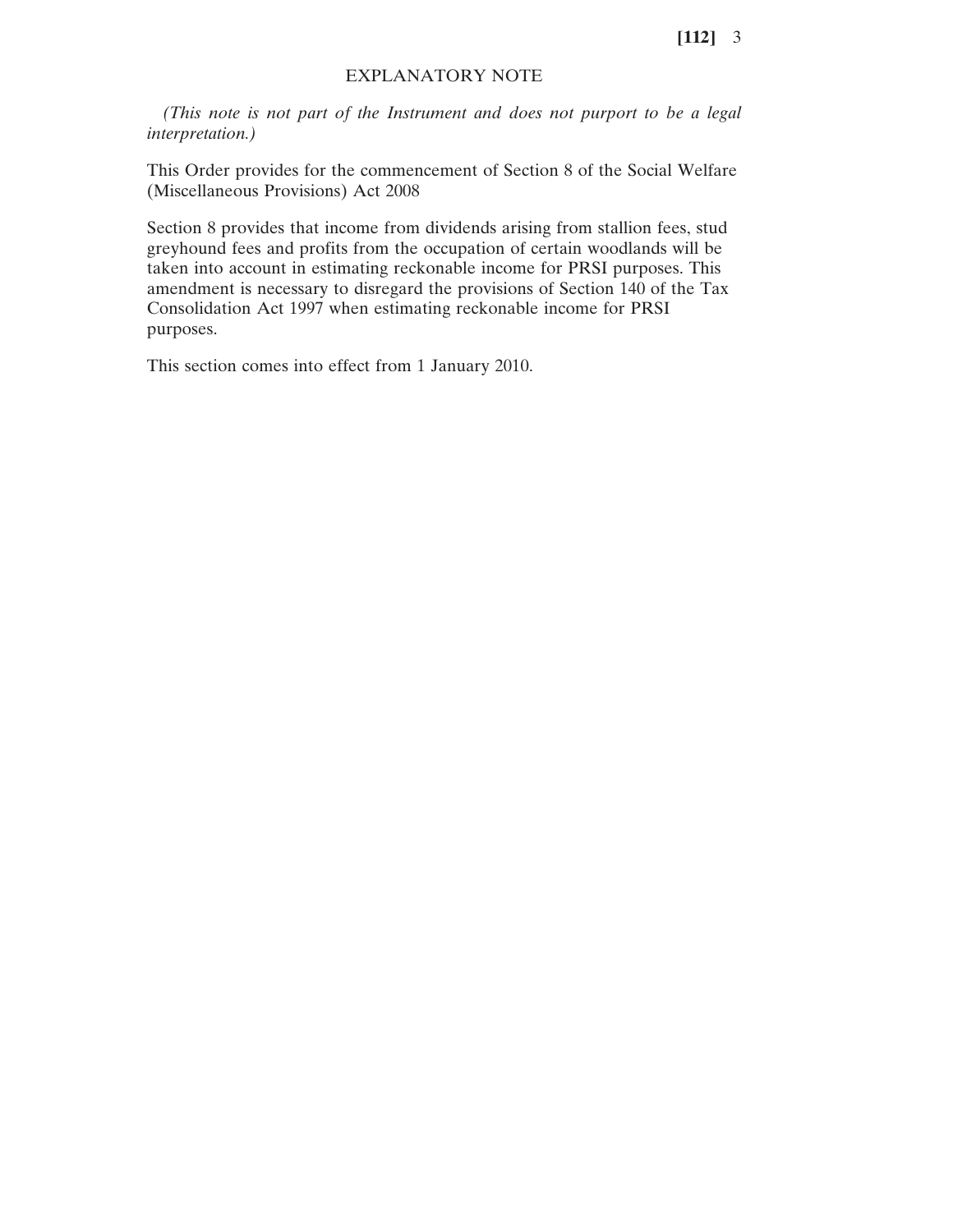## EXPLANATORY NOTE

*(This note is not part of the Instrument and does not purport to be a legal interpretation.)*

This Order provides for the commencement of Section 8 of the Social Welfare (Miscellaneous Provisions) Act 2008

Section 8 provides that income from dividends arising from stallion fees, stud greyhound fees and profits from the occupation of certain woodlands will be taken into account in estimating reckonable income for PRSI purposes. This amendment is necessary to disregard the provisions of Section 140 of the Tax Consolidation Act 1997 when estimating reckonable income for PRSI purposes.

This section comes into effect from 1 January 2010.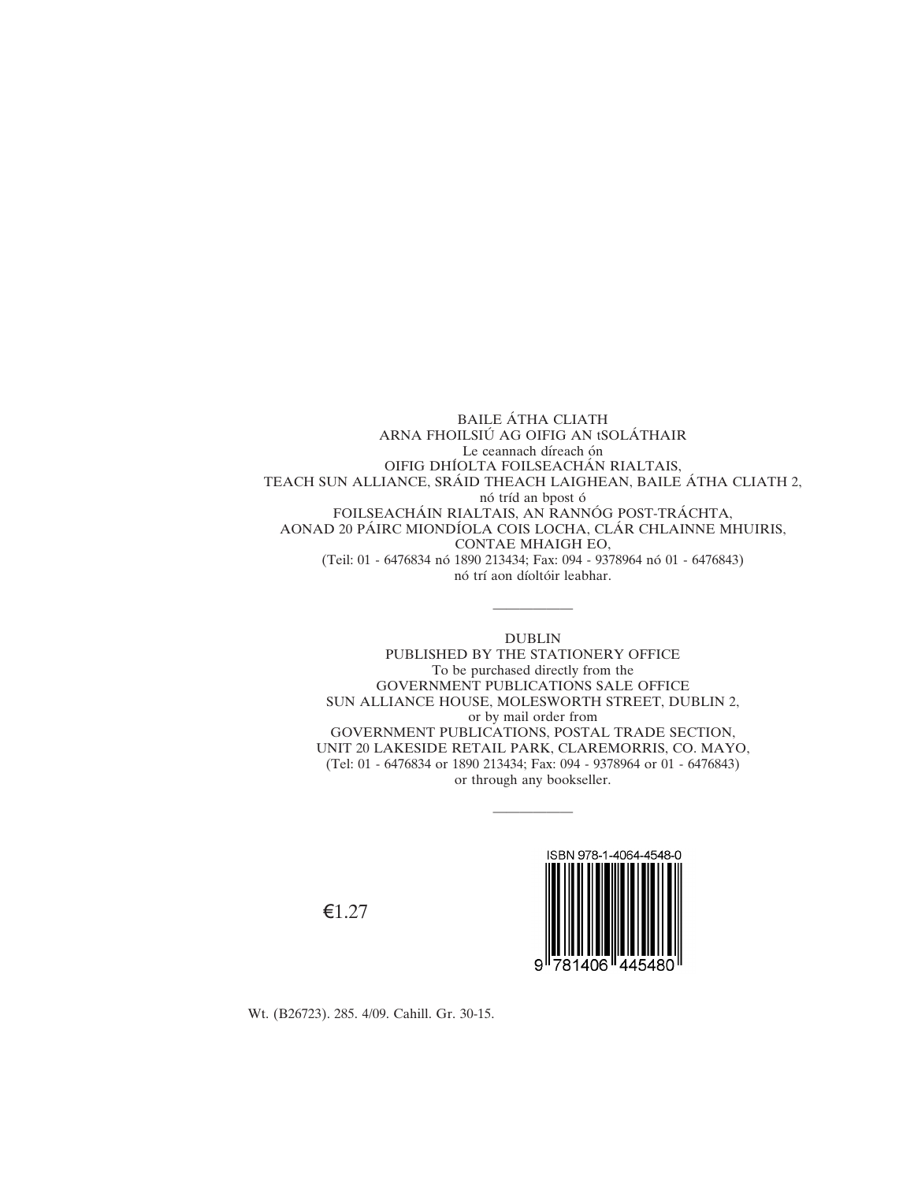BAILE ÁTHA CLIATH
ARNA FHOILSIÚ AG OIFIG AN tSOLÁTHAIR
Le ceannach díreach ón
OIFIG DHÍOLTA FOILSEACHÁN RIALTAIS,
TEACH SUN ALLIANCE, SRÁID THEACH LAIGHEAN, BAILE ÁTHA CLIATH 2,
nó tríd an bpost ó
FOILSEACHÁIN RIALTAIS, AN RANNÓG POST-TRÁCHTA,
AONAD 20 PÁIRC MIONDÍOLA COIS LOCHA, CLÁR CHLAINNE MHUIRIS,
CONTAE MHAIGH EO,
(Teil: 01 - 6476834 nó 1890 213434; Fax: 094 - 9378964 nó 01 - 6476843)
nó trí aon díoltóir leabhar.

---

DUBLIN
PUBLISHED BY THE STATIONERY OFFICE
To be purchased directly from the
GOVERNMENT PUBLICATIONS SALE OFFICE
SUN ALLIANCE HOUSE, MOLESWORTH STREET, DUBLIN 2,
or by mail order from
GOVERNMENT PUBLICATIONS, POSTAL TRADE SECTION,
UNIT 20 LAKESIDE RETAIL PARK, CLAREMORRIS, CO. MAYO,
(Tel: 01 - 6476834 or 1890 213434; Fax: 094 - 9378964 or 01 - 6476843)
or through any bookseller.

---

€1.27

ISBN 978-1-4064-4548-0

9 781406 445480

Wt. (B26723). 285. 4/09. Cahill. Gr. 30-15.